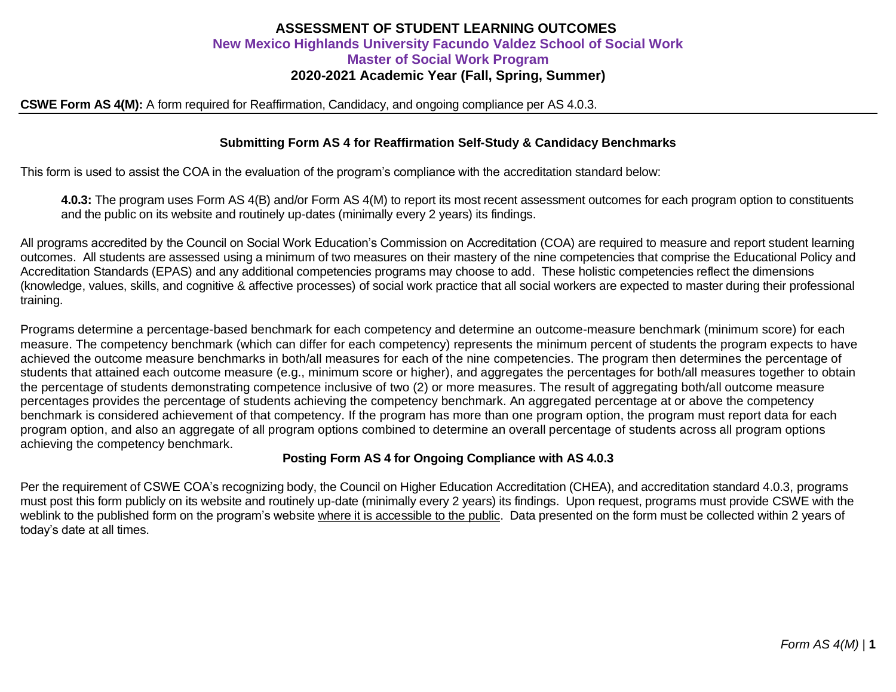# ASSESSMENT OF STUDENT LEARNING OUTCOMES

## New Mexico Highlands University Facundo Valdez School of Social Work

## Master of Social Work Program

## 2020-2021 Academic Year (Fall, Spring, Summer)

**CSWE Form AS 4(M):** A form required for Reaffirmation, Candidacy, and ongoing compliance per AS 4.0.3.

---

### Submitting Form AS 4 for Reaffirmation Self-Study & Candidacy Benchmarks

This form is used to assist the COA in the evaluation of the program's compliance with the accreditation standard below:

> **4.0.3:** The program uses Form AS 4(B) and/or Form AS 4(M) to report its most recent assessment outcomes for each program option to constituents and the public on its website and routinely up-dates (minimally every 2 years) its findings.

All programs accredited by the Council on Social Work Education's Commission on Accreditation (COA) are required to measure and report student learning outcomes. All students are assessed using a minimum of two measures on their mastery of the nine competencies that comprise the Educational Policy and Accreditation Standards (EPAS) and any additional competencies programs may choose to add. These holistic competencies reflect the dimensions (knowledge, values, skills, and cognitive & affective processes) of social work practice that all social workers are expected to master during their professional training.

Programs determine a percentage-based benchmark for each competency and determine an outcome-measure benchmark (minimum score) for each measure. The competency benchmark (which can differ for each competency) represents the minimum percent of students the program expects to have achieved the outcome measure benchmarks in both/all measures for each of the nine competencies. The program then determines the percentage of students that attained each outcome measure (e.g., minimum score or higher), and aggregates the percentages for both/all measures together to obtain the percentage of students demonstrating competence inclusive of two (2) or more measures. The result of aggregating both/all outcome measure percentages provides the percentage of students achieving the competency benchmark. An aggregated percentage at or above the competency benchmark is considered achievement of that competency. If the program has more than one program option, the program must report data for each program option, and also an aggregate of all program options combined to determine an overall percentage of students across all program options achieving the competency benchmark.

### Posting Form AS 4 for Ongoing Compliance with AS 4.0.3

Per the requirement of CSWE COA's recognizing body, the Council on Higher Education Accreditation (CHEA), and accreditation standard 4.0.3, programs must post this form publicly on its website and routinely up-date (minimally every 2 years) its findings. Upon request, programs must provide CSWE with the weblink to the published form on the program's website where it is accessible to the public. Data presented on the form must be collected within 2 years of today's date at all times.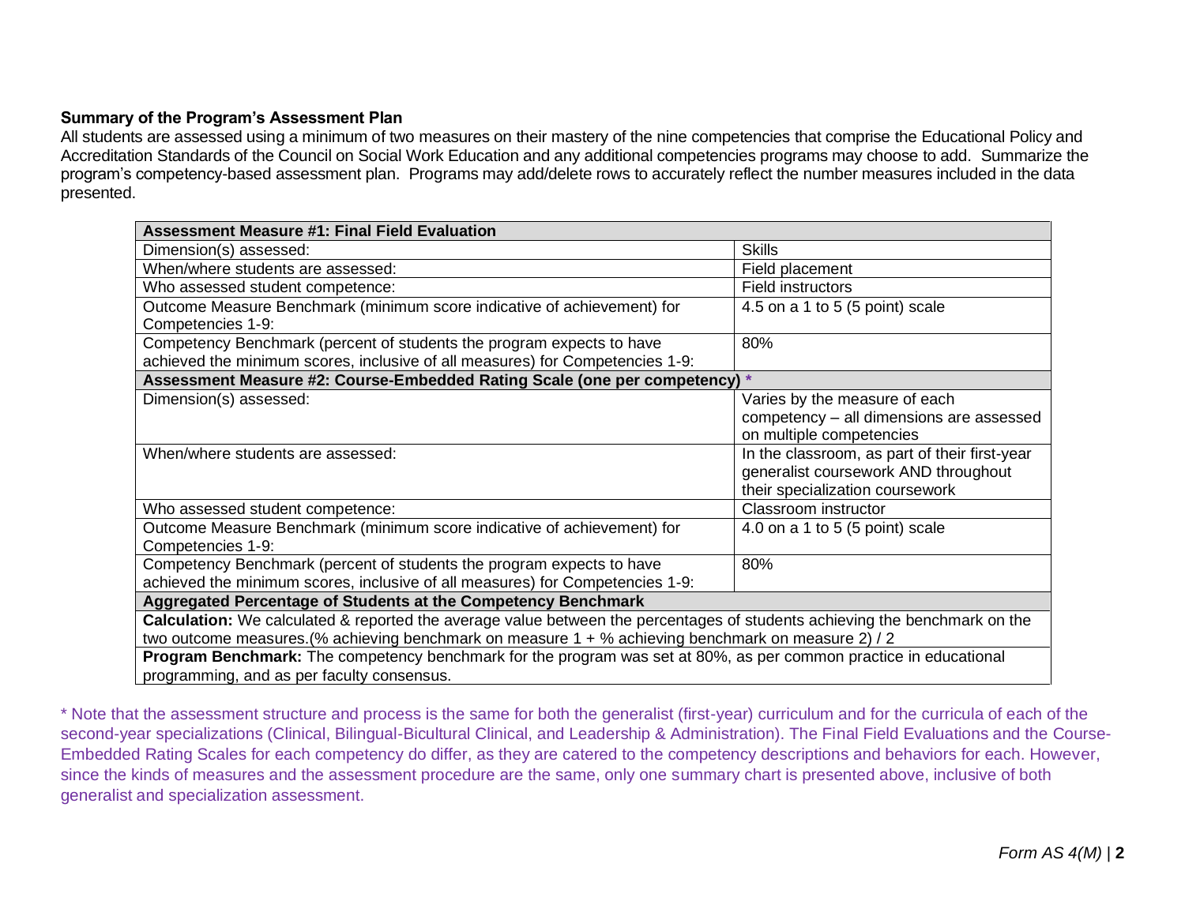**Summary of the Program's Assessment Plan**

All students are assessed using a minimum of two measures on their mastery of the nine competencies that comprise the Educational Policy and Accreditation Standards of the Council on Social Work Education and any additional competencies programs may choose to add. Summarize the program's competency-based assessment plan. Programs may add/delete rows to accurately reflect the number measures included in the data presented.

| **Assessment Measure #1: Final Field Evaluation** | |
|---|---|
| Dimension(s) assessed: | Skills |
| When/where students are assessed: | Field placement |
| Who assessed student competence: | Field instructors |
| Outcome Measure Benchmark (minimum score indicative of achievement) for Competencies 1-9: | 4.5 on a 1 to 5 (5 point) scale |
| Competency Benchmark (percent of students the program expects to have achieved the minimum scores, inclusive of all measures) for Competencies 1-9: | 80% |
| **Assessment Measure #2: Course-Embedded Rating Scale (one per competency)** * | |
| Dimension(s) assessed: | Varies by the measure of each competency – all dimensions are assessed on multiple competencies |
| When/where students are assessed: | In the classroom, as part of their first-year generalist coursework AND throughout their specialization coursework |
| Who assessed student competence: | Classroom instructor |
| Outcome Measure Benchmark (minimum score indicative of achievement) for Competencies 1-9: | 4.0 on a 1 to 5 (5 point) scale |
| Competency Benchmark (percent of students the program expects to have achieved the minimum scores, inclusive of all measures) for Competencies 1-9: | 80% |
| **Aggregated Percentage of Students at the Competency Benchmark** | |
| **Calculation:** We calculated & reported the average value between the percentages of students achieving the benchmark on the two outcome measures.(% achieving benchmark on measure 1 + % achieving benchmark on measure 2) / 2 | |
| **Program Benchmark:** The competency benchmark for the program was set at 80%, as per common practice in educational programming, and as per faculty consensus. | |

* Note that the assessment structure and process is the same for both the generalist (first-year) curriculum and for the curricula of each of the second-year specializations (Clinical, Bilingual-Bicultural Clinical, and Leadership & Administration). The Final Field Evaluations and the Course-Embedded Rating Scales for each competency do differ, as they are catered to the competency descriptions and behaviors for each. However, since the kinds of measures and the assessment procedure are the same, only one summary chart is presented above, inclusive of both generalist and specialization assessment.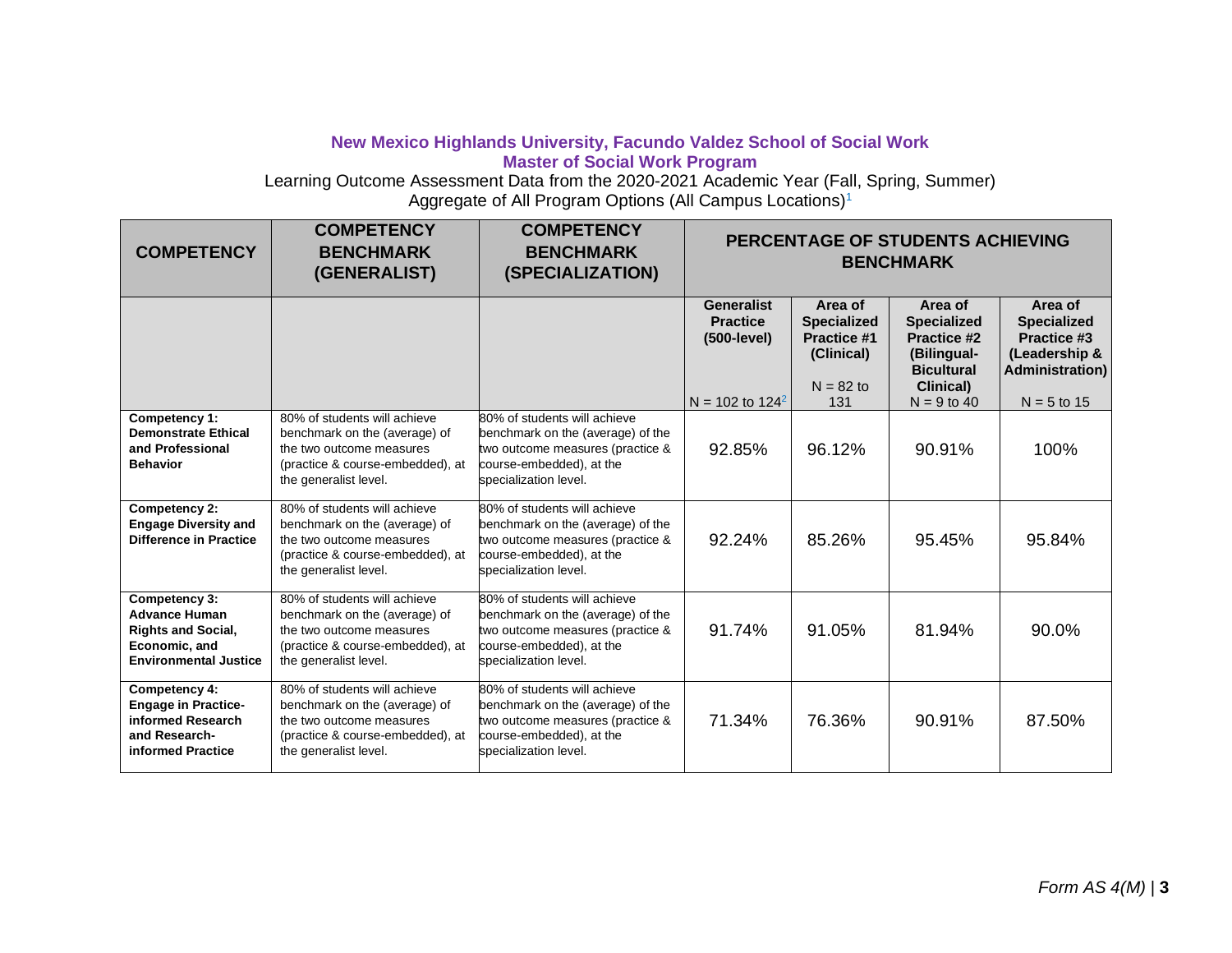## New Mexico Highlands University, Facundo Valdez School of Social Work
## Master of Social Work Program

Learning Outcome Assessment Data from the 2020-2021 Academic Year (Fall, Spring, Summer)
Aggregate of All Program Options (All Campus Locations)[1]

| COMPETENCY | COMPETENCY BENCHMARK (GENERALIST) | COMPETENCY BENCHMARK (SPECIALIZATION) | PERCENTAGE OF STUDENTS ACHIEVING BENCHMARK | | | |
|---|---|---|---|---|---|---|
| | | | **Generalist Practice (500-level)** N = 102 to 124[2] | **Area of Specialized Practice #1 (Clinical)** N = 82 to 131 | **Area of Specialized Practice #2 (Bilingual-Bicultural Clinical)** N = 9 to 40 | **Area of Specialized Practice #3 (Leadership & Administration)** N = 5 to 15 |
| **Competency 1: Demonstrate Ethical and Professional Behavior** | 80% of students will achieve benchmark on the (average) of the two outcome measures (practice & course-embedded), at the generalist level. | 80% of students will achieve benchmark on the (average) of the two outcome measures (practice & course-embedded), at the specialization level. | 92.85% | 96.12% | 90.91% | 100% |
| **Competency 2: Engage Diversity and Difference in Practice** | 80% of students will achieve benchmark on the (average) of the two outcome measures (practice & course-embedded), at the generalist level. | 80% of students will achieve benchmark on the (average) of the two outcome measures (practice & course-embedded), at the specialization level. | 92.24% | 85.26% | 95.45% | 95.84% |
| **Competency 3: Advance Human Rights and Social, Economic, and Environmental Justice** | 80% of students will achieve benchmark on the (average) of the two outcome measures (practice & course-embedded), at the generalist level. | 80% of students will achieve benchmark on the (average) of the two outcome measures (practice & course-embedded), at the specialization level. | 91.74% | 91.05% | 81.94% | 90.0% |
| **Competency 4: Engage in Practice-informed Research and Research-informed Practice** | 80% of students will achieve benchmark on the (average) of the two outcome measures (practice & course-embedded), at the generalist level. | 80% of students will achieve benchmark on the (average) of the two outcome measures (practice & course-embedded), at the specialization level. | 71.34% | 76.36% | 90.91% | 87.50% |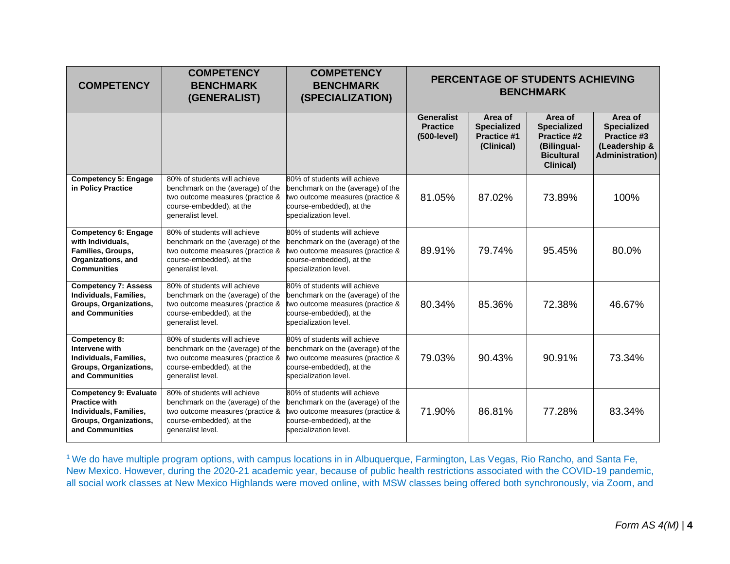| COMPETENCY | COMPETENCY BENCHMARK (GENERALIST) | COMPETENCY BENCHMARK (SPECIALIZATION) | PERCENTAGE OF STUDENTS ACHIEVING BENCHMARK | | | |
|---|---|---|---|---|---|---|
| | | | Generalist Practice (500-level) | Area of Specialized Practice #1 (Clinical) | Area of Specialized Practice #2 (Bilingual-Bicultural Clinical) | Area of Specialized Practice #3 (Leadership & Administration) |
| **Competency 5: Engage in Policy Practice** | 80% of students will achieve benchmark on the (average) of the two outcome measures (practice & course-embedded), at the generalist level. | 80% of students will achieve benchmark on the (average) of the two outcome measures (practice & course-embedded), at the specialization level. | 81.05% | 87.02% | 73.89% | 100% |
| **Competency 6: Engage with Individuals, Families, Groups, Organizations, and Communities** | 80% of students will achieve benchmark on the (average) of the two outcome measures (practice & course-embedded), at the generalist level. | 80% of students will achieve benchmark on the (average) of the two outcome measures (practice & course-embedded), at the specialization level. | 89.91% | 79.74% | 95.45% | 80.0% |
| **Competency 7: Assess Individuals, Families, Groups, Organizations, and Communities** | 80% of students will achieve benchmark on the (average) of the two outcome measures (practice & course-embedded), at the generalist level. | 80% of students will achieve benchmark on the (average) of the two outcome measures (practice & course-embedded), at the specialization level. | 80.34% | 85.36% | 72.38% | 46.67% |
| **Competency 8: Intervene with Individuals, Families, Groups, Organizations, and Communities** | 80% of students will achieve benchmark on the (average) of the two outcome measures (practice & course-embedded), at the generalist level. | 80% of students will achieve benchmark on the (average) of the two outcome measures (practice & course-embedded), at the specialization level. | 79.03% | 90.43% | 90.91% | 73.34% |
| **Competency 9: Evaluate Practice with Individuals, Families, Groups, Organizations, and Communities** | 80% of students will achieve benchmark on the (average) of the two outcome measures (practice & course-embedded), at the generalist level. | 80% of students will achieve benchmark on the (average) of the two outcome measures (practice & course-embedded), at the specialization level. | 71.90% | 86.81% | 77.28% | 83.34% |

[1] We do have multiple program options, with campus locations in in Albuquerque, Farmington, Las Vegas, Rio Rancho, and Santa Fe, New Mexico. However, during the 2020-21 academic year, because of public health restrictions associated with the COVID-19 pandemic, all social work classes at New Mexico Highlands were moved online, with MSW classes being offered both synchronously, via Zoom, and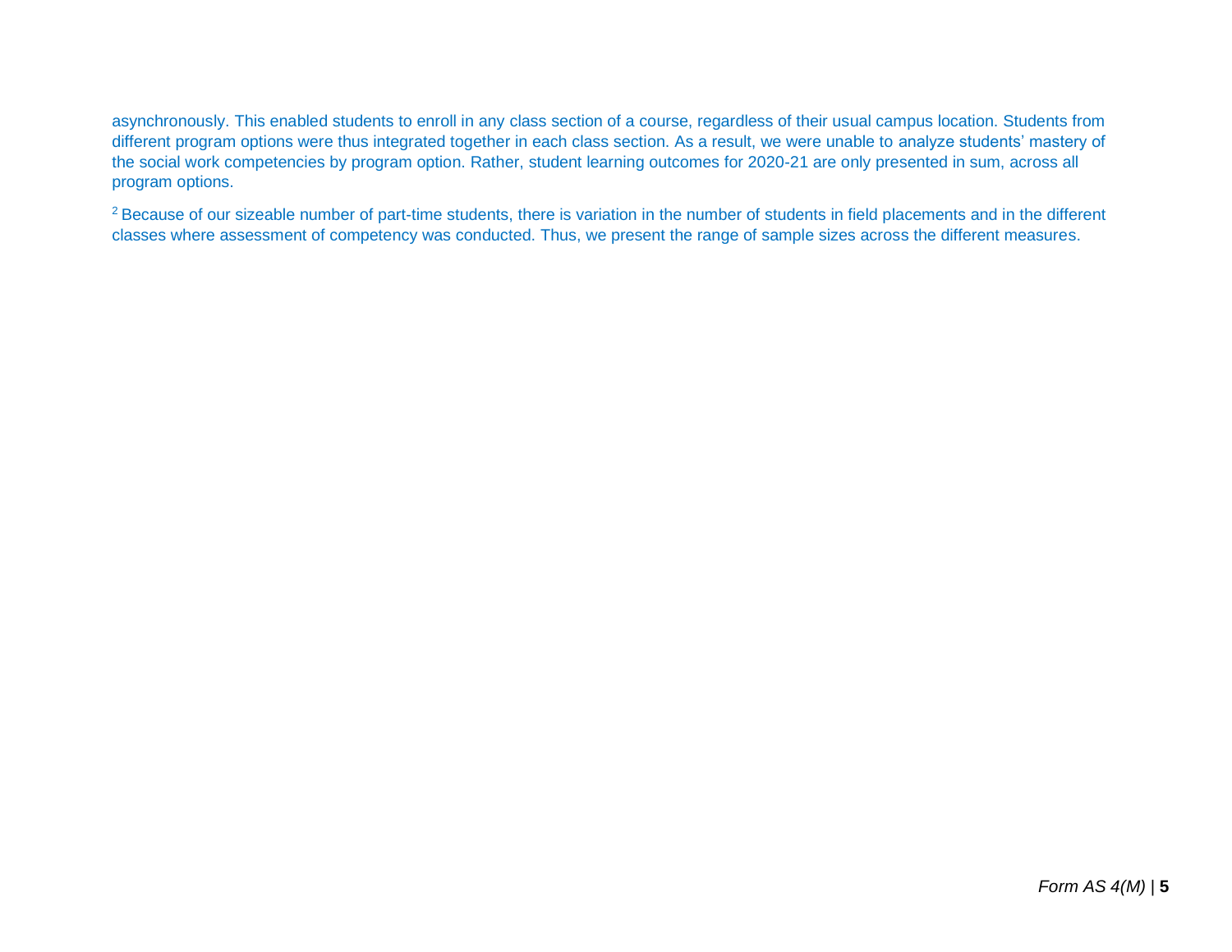asynchronously. This enabled students to enroll in any class section of a course, regardless of their usual campus location. Students from different program options were thus integrated together in each class section. As a result, we were unable to analyze students' mastery of the social work competencies by program option. Rather, student learning outcomes for 2020-21 are only presented in sum, across all program options.

[2] Because of our sizeable number of part-time students, there is variation in the number of students in field placements and in the different classes where assessment of competency was conducted. Thus, we present the range of sample sizes across the different measures.